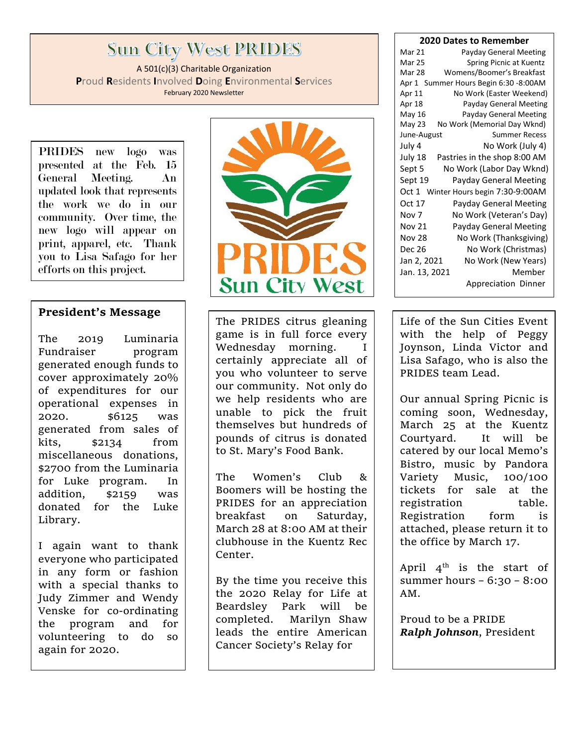# Sun City West PRIDES

A 501(c)(3) Charitable Organization

**P**roud **R**esidents **I**nvolved **D**oing **E**nvironmental **S**ervices

February 2020 Newsletter

PRIDES new logo was presented at the Feb. 15 General Meeting. An updated look that represents the work we do in our community. Over time, the new logo will appear on print, apparel, etc. Thank you to Lisa Safago for her efforts on this project.

## President's Message

The 2019 Luminaria Fundraiser program generated enough funds to cover approximately 20% of expenditures for our operational expenses in 2020. $6125 was generated from sales of kits, $2134 from miscellaneous donations, $2700 from the Luminaria for Luke program. In addition, $2159 was donated for the Luke Library.

I again want to thank everyone who participated in any form or fashion with a special thanks to Judy Zimmer and Wendy Venske for co-ordinating the program and for volunteering to do so again for 2020.

The PRIDES citrus gleaning game is in full force every Wednesday morning. I certainly appreciate all of you who volunteer to serve our community. Not only do we help residents who are unable to pick the fruit themselves but hundreds of pounds of citrus is donated to St. Mary's Food Bank.

The Women's Club & Boomers will be hosting the PRIDES for an appreciation breakfast on Saturday, March 28 at 8:00 AM at their clubhouse in the Kuentz Rec Center.

By the time you receive this the 2020 Relay for Life at Beardsley Park will be completed. Marilyn Shaw leads the entire American Cancer Society's Relay for Life of the Sun Cities Event with the help of Peggy Joynson, Linda Victor and Lisa Safago, who is also the PRIDES team Lead.

Our annual Spring Picnic is coming soon, Wednesday, March 25 at the Kuentz Courtyard. It will be catered by our local Memo's Bistro, music by Pandora Variety Music, 100/100 tickets for sale at the registration table. Registration form is attached, please return it to the office by March 17.

April 4th is the start of summer hours – 6:30 – 8:00 AM.

Proud to be a PRIDE

***Ralph Johnson***, President

## 2020 Dates to Remember

| Date | Event |
|---|---|
| Mar 21 | Payday General Meeting |
| Mar 25 | Spring Picnic at Kuentz |
| Mar 28 | Womens/Boomer's Breakfast |
| Apr 1 | Summer Hours Begin 6:30 -8:00AM |
| Apr 11 | No Work (Easter Weekend) |
| Apr 18 | Payday General Meeting |
| May 16 | Payday General Meeting |
| May 23 | No Work (Memorial Day Wknd) |
| June-August | Summer Recess |
| July 4 | No Work (July 4) |
| July 18 | Pastries in the shop 8:00 AM |
| Sept 5 | No Work (Labor Day Wknd) |
| Sept 19 | Payday General Meeting |
| Oct 1 | Winter Hours begin 7:30-9:00AM |
| Oct 17 | Payday General Meeting |
| Nov 7 | No Work (Veteran's Day) |
| Nov 21 | Payday General Meeting |
| Nov 28 | No Work (Thanksgiving) |
| Dec 26 | No Work (Christmas) |
| Jan 2, 2021 | No Work (New Years) |
| Jan. 13, 2021 | Member Appreciation Dinner |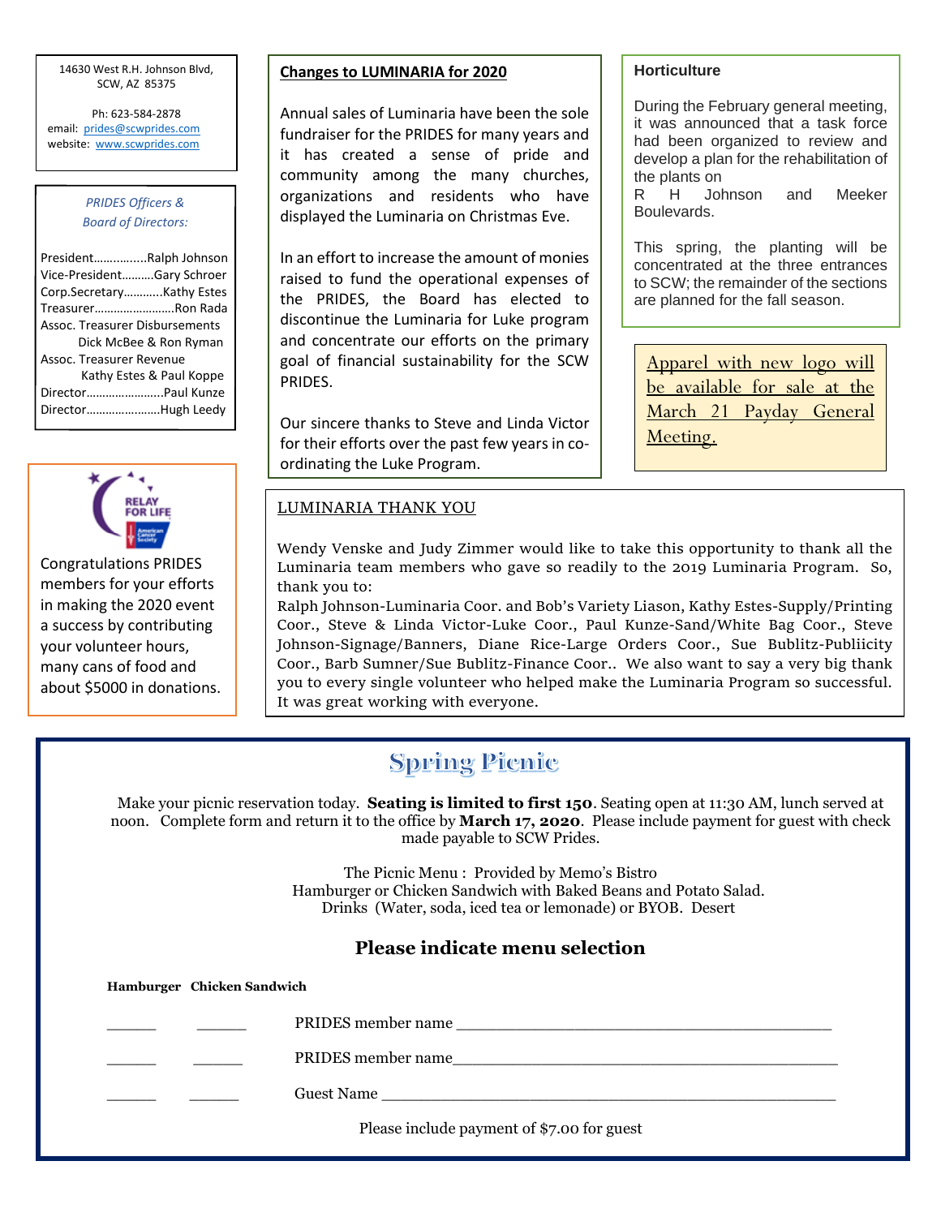14630 West R.H. Johnson Blvd,
SCW, AZ 85375

Ph: 623-584-2878
email: prides@scwprides.com
website: www.scwprides.com

*PRIDES Officers & Board of Directors:*

President................Ralph Johnson
Vice-President..........Gary Schroer
Corp.Secretary............Kathy Estes
Treasurer........................Ron Rada
Assoc. Treasurer Disbursements
Dick McBee & Ron Ryman
Assoc. Treasurer Revenue
Kathy Estes & Paul Koppe
Director........................Paul Kunze
Director.......................Hugh Leedy

RELAY FOR LIFE

Congratulations PRIDES members for your efforts in making the 2020 event a success by contributing your volunteer hours, many cans of food and about $5000 in donations.

## Changes to LUMINARIA for 2020

Annual sales of Luminaria have been the sole fundraiser for the PRIDES for many years and it has created a sense of pride and community among the many churches, organizations and residents who have displayed the Luminaria on Christmas Eve.

In an effort to increase the amount of monies raised to fund the operational expenses of the PRIDES, the Board has elected to discontinue the Luminaria for Luke program and concentrate our efforts on the primary goal of financial sustainability for the SCW PRIDES.

Our sincere thanks to Steve and Linda Victor for their efforts over the past few years in co-ordinating the Luke Program.

## Horticulture

During the February general meeting, it was announced that a task force had been organized to review and develop a plan for the rehabilitation of the plants on
R H Johnson and Meeker Boulevards.

This spring, the planting will be concentrated at the three entrances to SCW; the remainder of the sections are planned for the fall season.

Apparel with new logo will be available for sale at the March 21 Payday General Meeting.

## LUMINARIA THANK YOU

Wendy Venske and Judy Zimmer would like to take this opportunity to thank all the Luminaria team members who gave so readily to the 2019 Luminaria Program. So, thank you to:
Ralph Johnson-Luminaria Coor. and Bob's Variety Liason, Kathy Estes-Supply/Printing Coor., Steve & Linda Victor-Luke Coor., Paul Kunze-Sand/White Bag Coor., Steve Johnson-Signage/Banners, Diane Rice-Large Orders Coor., Sue Bublitz-Publiicity Coor., Barb Sumner/Sue Bublitz-Finance Coor.. We also want to say a very big thank you to every single volunteer who helped make the Luminaria Program so successful. It was great working with everyone.

## Spring Picnic

Make your picnic reservation today. **Seating is limited to first 150**. Seating open at 11:30 AM, lunch served at noon. Complete form and return it to the office by **March 17, 2020**. Please include payment for guest with check made payable to SCW Prides.

The Picnic Menu : Provided by Memo's Bistro
Hamburger or Chicken Sandwich with Baked Beans and Potato Salad.
Drinks (Water, soda, iced tea or lemonade) or BYOB. Desert

### Please indicate menu selection

**Hamburger Chicken Sandwich**

\_\_\_\_\_\_ \_\_\_\_\_\_ PRIDES member name \_\_\_\_\_\_\_\_\_\_\_\_\_\_\_\_\_\_\_\_\_\_\_\_\_\_\_\_\_\_\_\_\_\_\_\_\_\_\_\_\_\_\_\_

\_\_\_\_\_\_ \_\_\_\_\_\_ PRIDES member name\_\_\_\_\_\_\_\_\_\_\_\_\_\_\_\_\_\_\_\_\_\_\_\_\_\_\_\_\_\_\_\_\_\_\_\_\_\_\_\_\_\_\_\_

\_\_\_\_\_\_ \_\_\_\_\_\_ Guest Name \_\_\_\_\_\_\_\_\_\_\_\_\_\_\_\_\_\_\_\_\_\_\_\_\_\_\_\_\_\_\_\_\_\_\_\_\_\_\_\_\_\_\_\_\_\_\_\_\_\_

Please include payment of $7.00 for guest